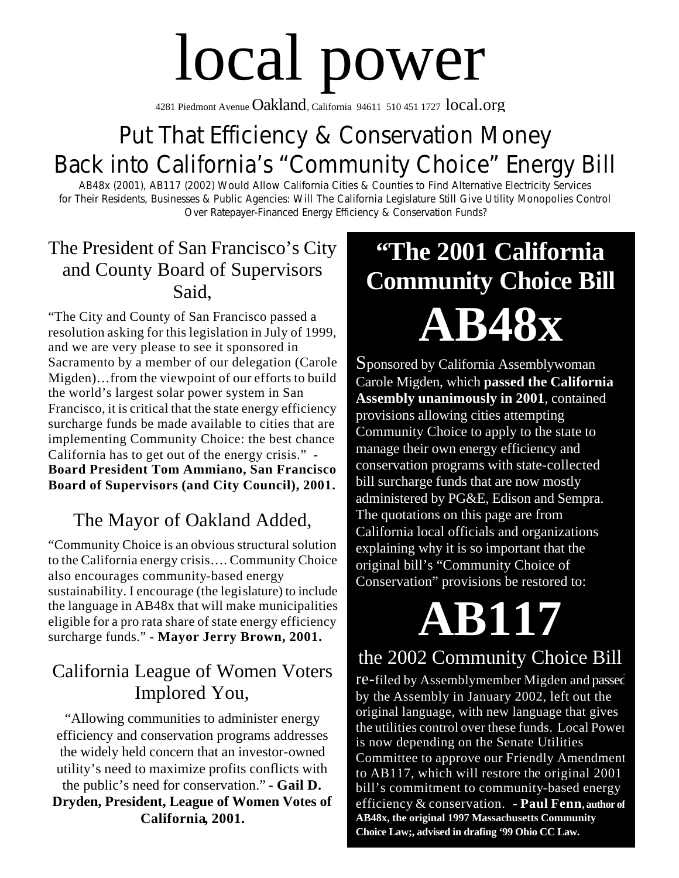# local power

4281 Piedmont Avenue Oakland, California 94611 510 451 1727 local.org

## Put That Efficiency & Conservation Money Back into California's "Community Choice" Energy Bill

AB48x (2001), AB117 (2002) Would Allow California Cities & Counties to Find Alternative Electricity Services for Their Residents, Businesses & Public Agencies: Will The California Legislature Still Give Utility Monopolies Control Over Ratepayer-Financed Energy Efficiency & Conservation Funds?

### The President of San Francisco's City and County Board of Supervisors Said,

"The City and County of San Francisco passed a resolution asking for this legislation in July of 1999, and we are very please to see it sponsored in Sacramento by a member of our delegation (Carole Migden)…from the viewpoint of our efforts to build the world's largest solar power system in San Francisco, it is critical that the state energy efficiency surcharge funds be made available to cities that are implementing Community Choice: the best chance California has to get out of the energy crisis." - **Board President Tom Ammiano, San Francisco Board of Supervisors (and City Council), 2001.**

### The Mayor of Oakland Added,

"Community Choice is an obvious structural solution to the California energy crisis…. Community Choice also encourages community-based energy sustainability. I encourage (the legislature) to include the language in AB48x that will make municipalities eligible for a pro rata share of state energy efficiency surcharge funds." **- Mayor Jerry Brown, 2001.**

### California League of Women Voters Implored You,

"Allowing communities to administer energy efficiency and conservation programs addresses the widely held concern that an investor-owned utility's need to maximize profits conflicts with the public's need for conservation." **- Gail D. Dryden, President, League of Women Votes of California, 2001.**

## "The 2001 California Community Choice Bill

# AB48x

Sponsored by California Assemblywoman Carole Migden, which **passed the California Assembly unanimously in 2001**, contained provisions allowing cities attempting Community Choice to apply to the state to manage their own energy efficiency and conservation programs with state-collected bill surcharge funds that are now mostly administered by PG&E, Edison and Sempra. The quotations on this page are from California local officials and organizations explaining why it is so important that the original bill's "Community Choice of Conservation" provisions be restored to:

# AB117

## the 2002 Community Choice Bill

re-filed by Assemblymember Migden and passed by the Assembly in January 2002, left out the original language, with new language that gives the utilities control over these funds. Local Power is now depending on the Senate Utilities Committee to approve our Friendly Amendment to AB117, which will restore the original 2001 bill's commitment to community-based energy efficiency & conservation. - **Paul Fenn, author of AB48x, the original 1997 Massachusetts Community Choice Law;, advised in drafing '99 Ohio CC Law.**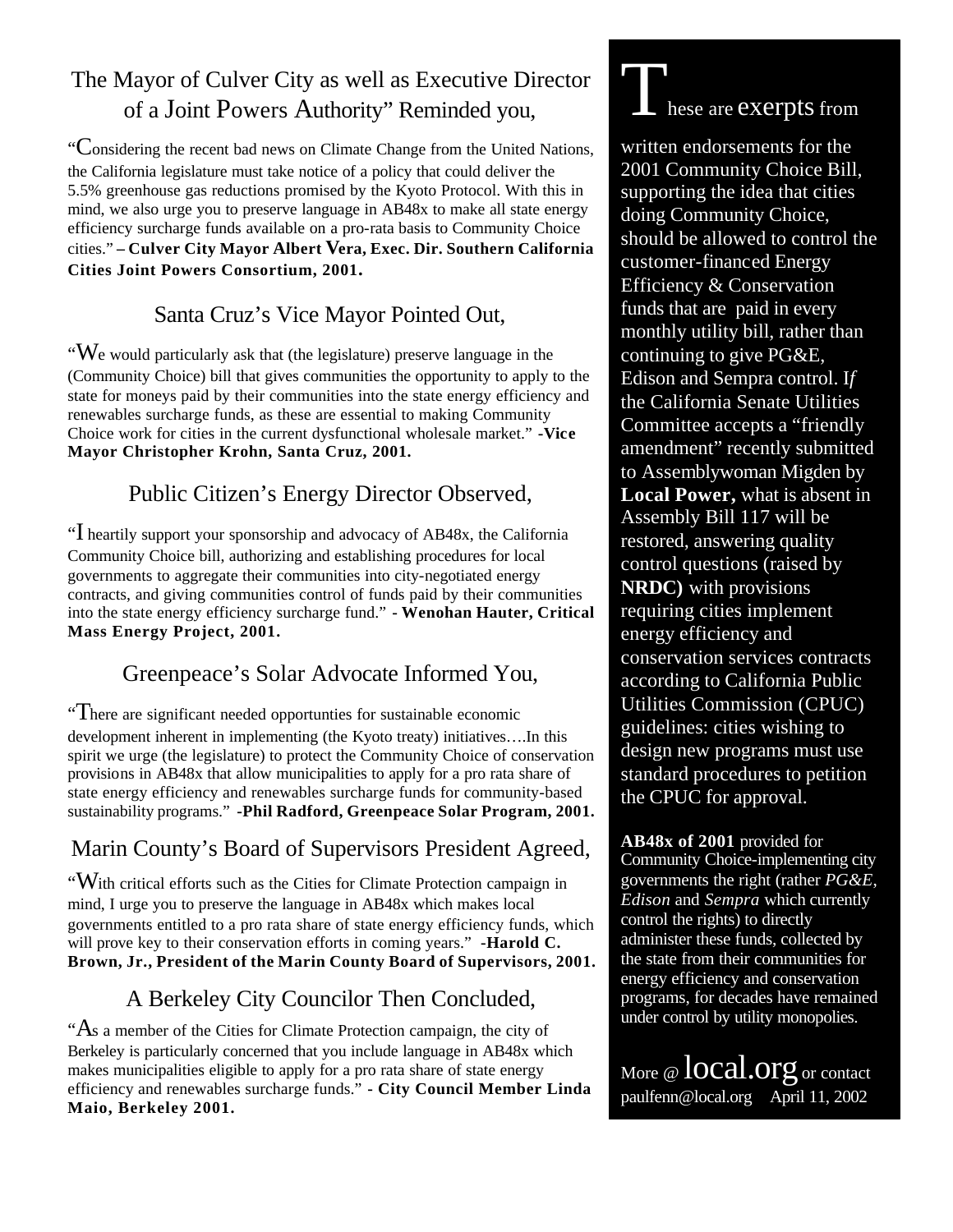## The Mayor of Culver City as well as Executive Director of a Joint Powers Authority" Reminded you,

"Considering the recent bad news on Climate Change from the United Nations, the California legislature must take notice of a policy that could deliver the 5.5% greenhouse gas reductions promised by the Kyoto Protocol. With this in mind, we also urge you to preserve language in AB48x to make all state energy efficiency surcharge funds available on a pro-rata basis to Community Choice cities." **– Culver City Mayor Albert Vera, Exec. Dir. Southern California Cities Joint Powers Consortium, 2001.**

## Santa Cruz's Vice Mayor Pointed Out,

"We would particularly ask that (the legislature) preserve language in the (Community Choice) bill that gives communities the opportunity to apply to the state for moneys paid by their communities into the state energy efficiency and renewables surcharge funds, as these are essential to making Community Choice work for cities in the current dysfunctional wholesale market." **-Vice Mayor Christopher Krohn, Santa Cruz, 2001.**

## Public Citizen's Energy Director Observed,

"I heartily support your sponsorship and advocacy of AB48x, the California Community Choice bill, authorizing and establishing procedures for local governments to aggregate their communities into city-negotiated energy contracts, and giving communities control of funds paid by their communities into the state energy efficiency surcharge fund." **- Wenohan Hauter, Critical Mass Energy Project, 2001.**

## Greenpeace's Solar Advocate Informed You,

"There are significant needed opportunties for sustainable economic development inherent in implementing (the Kyoto treaty) initiatives….In this spirit we urge (the legislature) to protect the Community Choice of conservation provisions in AB48x that allow municipalities to apply for a pro rata share of state energy efficiency and renewables surcharge funds for community-based sustainability programs." **-Phil Radford, Greenpeace Solar Program, 2001.**

## Marin County's Board of Supervisors President Agreed,

"With critical efforts such as the Cities for Climate Protection campaign in mind, I urge you to preserve the language in AB48x which makes local governments entitled to a pro rata share of state energy efficiency funds, which will prove key to their conservation efforts in coming years." **-Harold C. Brown, Jr., President of the Marin County Board of Supervisors, 2001.**

## A Berkeley City Councilor Then Concluded,

"As a member of the Cities for Climate Protection campaign, the city of Berkeley is particularly concerned that you include language in AB48x which makes municipalities eligible to apply for a pro rata share of state energy efficiency and renewables surcharge funds." **- City Council Member Linda Maio, Berkeley 2001.**

---

These are exerpts from written endorsements for the 2001 Community Choice Bill, supporting the idea that cities doing Community Choice, should be allowed to control the customer-financed Energy Efficiency & Conservation funds that are paid in every monthly utility bill, rather than continuing to give PG&E, Edison and Sempra control. I*f* the California Senate Utilities Committee accepts a "friendly amendment" recently submitted to Assemblywoman Migden by **Local Power,** what is absent in Assembly Bill 117 will be restored, answering quality control questions (raised by **NRDC)** with provisions requiring cities implement energy efficiency and conservation services contracts according to California Public Utilities Commission (CPUC) guidelines: cities wishing to design new programs must use standard procedures to petition the CPUC for approval.

**AB48x of 2001** provided for Community Choice-implementing city governments the right (rather *PG&E, Edison* and *Sempra* which currently control the rights) to directly administer these funds, collected by the state from their communities for energy efficiency and conservation programs, for decades have remained under control by utility monopolies.

More @ local.org or contact paulfenn@local.org April 11, 2002